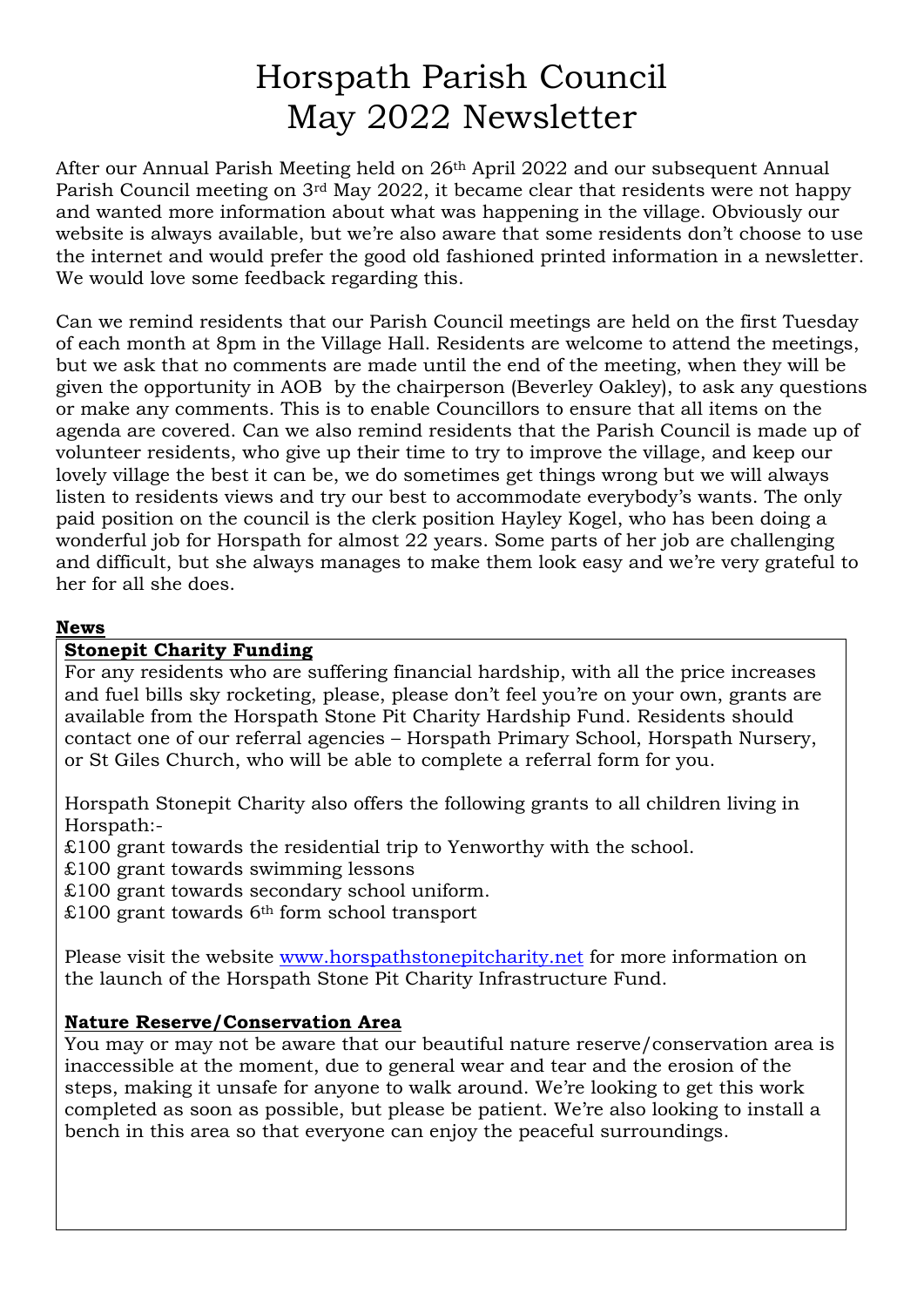# Horspath Parish Council
# May 2022 Newsletter

After our Annual Parish Meeting held on 26th April 2022 and our subsequent Annual Parish Council meeting on 3rd May 2022, it became clear that residents were not happy and wanted more information about what was happening in the village. Obviously our website is always available, but we're also aware that some residents don't choose to use the internet and would prefer the good old fashioned printed information in a newsletter. We would love some feedback regarding this.

Can we remind residents that our Parish Council meetings are held on the first Tuesday of each month at 8pm in the Village Hall. Residents are welcome to attend the meetings, but we ask that no comments are made until the end of the meeting, when they will be given the opportunity in AOB by the chairperson (Beverley Oakley), to ask any questions or make any comments. This is to enable Councillors to ensure that all items on the agenda are covered. Can we also remind residents that the Parish Council is made up of volunteer residents, who give up their time to try to improve the village, and keep our lovely village the best it can be, we do sometimes get things wrong but we will always listen to residents views and try our best to accommodate everybody's wants. The only paid position on the council is the clerk position Hayley Kogel, who has been doing a wonderful job for Horspath for almost 22 years. Some parts of her job are challenging and difficult, but she always manages to make them look easy and we're very grateful to her for all she does.

## News

### Stonepit Charity Funding

For any residents who are suffering financial hardship, with all the price increases and fuel bills sky rocketing, please, please don't feel you're on your own, grants are available from the Horspath Stone Pit Charity Hardship Fund. Residents should contact one of our referral agencies – Horspath Primary School, Horspath Nursery, or St Giles Church, who will be able to complete a referral form for you.

Horspath Stonepit Charity also offers the following grants to all children living in Horspath:-

£100 grant towards the residential trip to Yenworthy with the school.
£100 grant towards swimming lessons
£100 grant towards secondary school uniform.
£100 grant towards 6th form school transport

Please visit the website [www.horspathstonepitcharity.net](http://www.horspathstonepitcharity.net) for more information on the launch of the Horspath Stone Pit Charity Infrastructure Fund.

### Nature Reserve/Conservation Area

You may or may not be aware that our beautiful nature reserve/conservation area is inaccessible at the moment, due to general wear and tear and the erosion of the steps, making it unsafe for anyone to walk around. We're looking to get this work completed as soon as possible, but please be patient. We're also looking to install a bench in this area so that everyone can enjoy the peaceful surroundings.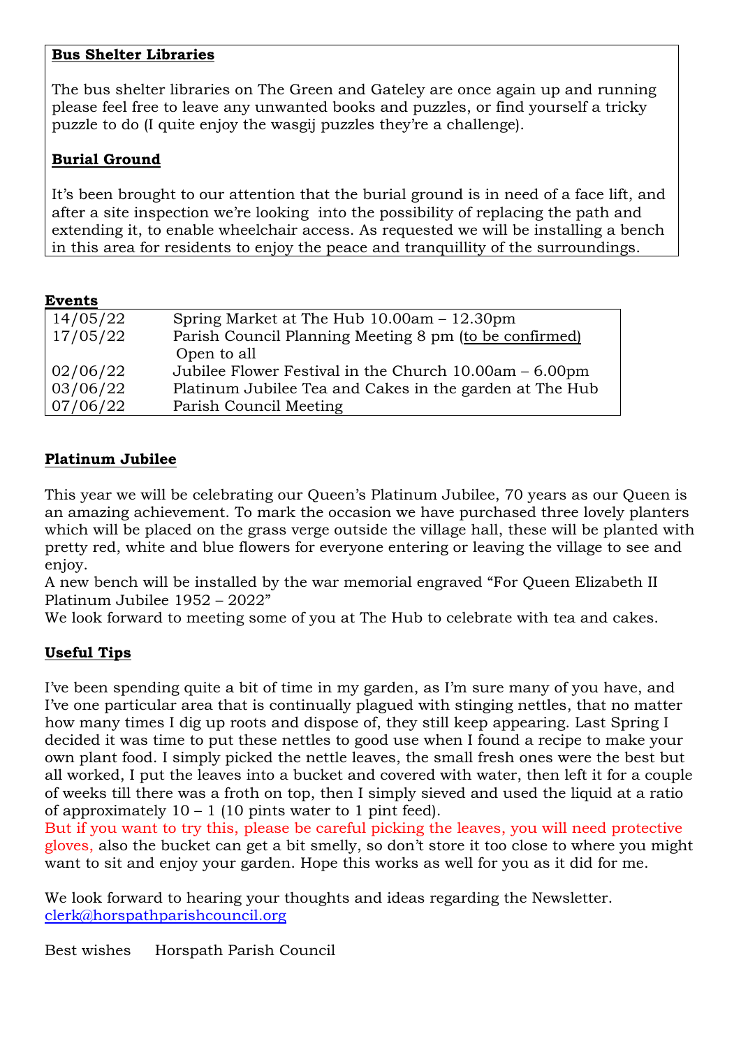**Bus Shelter Libraries**

The bus shelter libraries on The Green and Gateley are once again up and running please feel free to leave any unwanted books and puzzles, or find yourself a tricky puzzle to do (I quite enjoy the wasgij puzzles they're a challenge).

**Burial Ground**

It's been brought to our attention that the burial ground is in need of a face lift, and after a site inspection we're looking into the possibility of replacing the path and extending it, to enable wheelchair access. As requested we will be installing a bench in this area for residents to enjoy the peace and tranquillity of the surroundings.

**Events**

| | |
|---|---|
| 14/05/22 | Spring Market at The Hub 10.00am – 12.30pm |
| 17/05/22 | Parish Council Planning Meeting 8 pm (to be confirmed) Open to all |
| 02/06/22 | Jubilee Flower Festival in the Church 10.00am – 6.00pm |
| 03/06/22 | Platinum Jubilee Tea and Cakes in the garden at The Hub |
| 07/06/22 | Parish Council Meeting |

**Platinum Jubilee**

This year we will be celebrating our Queen's Platinum Jubilee, 70 years as our Queen is an amazing achievement. To mark the occasion we have purchased three lovely planters which will be placed on the grass verge outside the village hall, these will be planted with pretty red, white and blue flowers for everyone entering or leaving the village to see and enjoy.
A new bench will be installed by the war memorial engraved "For Queen Elizabeth II Platinum Jubilee 1952 – 2022"
We look forward to meeting some of you at The Hub to celebrate with tea and cakes.

**Useful Tips**

I've been spending quite a bit of time in my garden, as I'm sure many of you have, and I've one particular area that is continually plagued with stinging nettles, that no matter how many times I dig up roots and dispose of, they still keep appearing. Last Spring I decided it was time to put these nettles to good use when I found a recipe to make your own plant food. I simply picked the nettle leaves, the small fresh ones were the best but all worked, I put the leaves into a bucket and covered with water, then left it for a couple of weeks till there was a froth on top, then I simply sieved and used the liquid at a ratio of approximately 10 – 1 (10 pints water to 1 pint feed).
But if you want to try this, please be careful picking the leaves, you will need protective gloves, also the bucket can get a bit smelly, so don't store it too close to where you might want to sit and enjoy your garden. Hope this works as well for you as it did for me.

We look forward to hearing your thoughts and ideas regarding the Newsletter.
clerk@horspathparishcouncil.org

Best wishes Horspath Parish Council